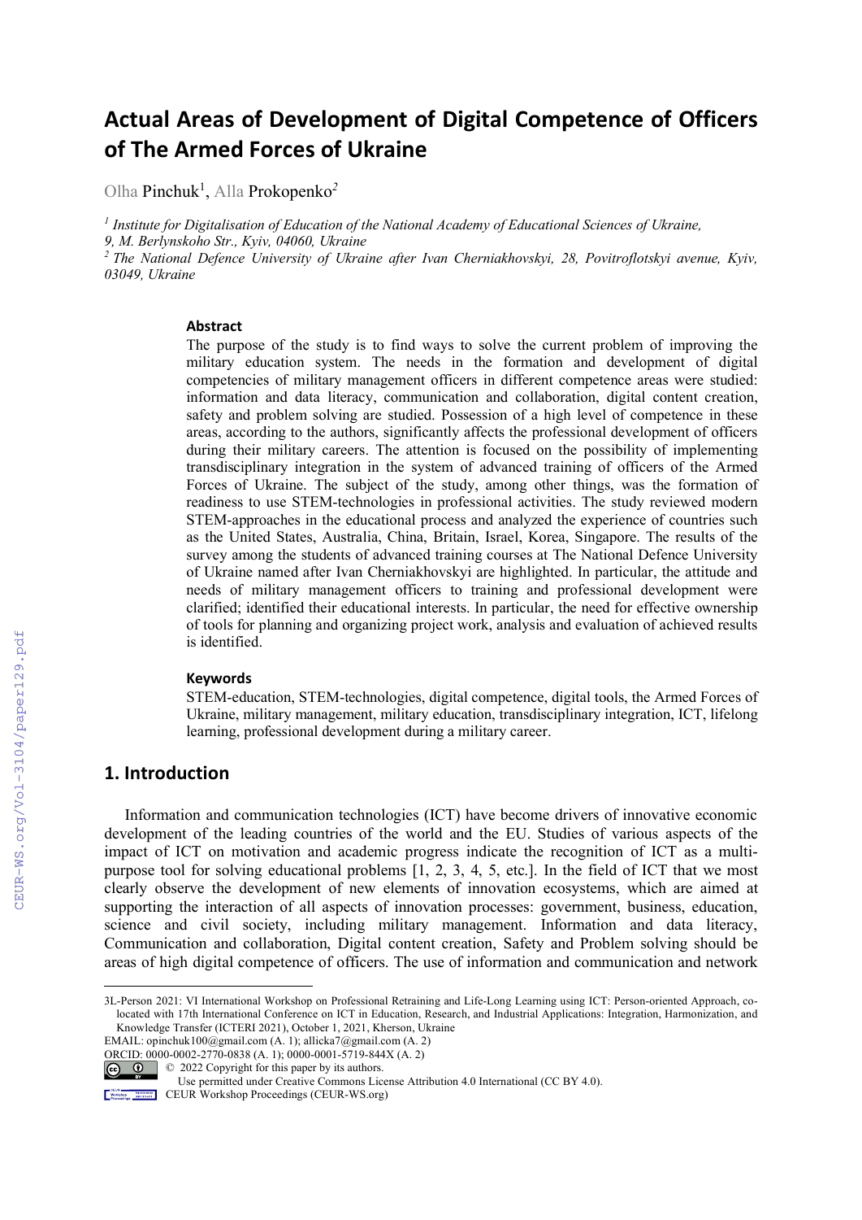# Actual Areas of Development of Digital Competence of Officers of The Armed Forces of Ukraine

Olha Pinchuk[1], Alla Prokopenko[2]

[1] *Institute for Digitalisation of Education of the National Academy of Educational Sciences of Ukraine, 9, M. Berlynskoho Str., Kyiv, 04060, Ukraine*

[2] *The National Defence University of Ukraine after Ivan Cherniakhovskyi, 28, Povitroflotskyi avenue, Kyiv, 03049, Ukraine*

### Abstract

The purpose of the study is to find ways to solve the current problem of improving the military education system. The needs in the formation and development of digital competencies of military management officers in different competence areas were studied: information and data literacy, communication and collaboration, digital content creation, safety and problem solving are studied. Possession of a high level of competence in these areas, according to the authors, significantly affects the professional development of officers during their military careers. The attention is focused on the possibility of implementing transdisciplinary integration in the system of advanced training of officers of the Armed Forces of Ukraine. The subject of the study, among other things, was the formation of readiness to use STEM-technologies in professional activities. The study reviewed modern STEM-approaches in the educational process and analyzed the experience of countries such as the United States, Australia, China, Britain, Israel, Korea, Singapore. The results of the survey among the students of advanced training courses at The National Defence University of Ukraine named after Ivan Cherniakhovskyi are highlighted. In particular, the attitude and needs of military management officers to training and professional development were clarified; identified their educational interests. In particular, the need for effective ownership of tools for planning and organizing project work, analysis and evaluation of achieved results is identified.

### Keywords

STEM-education, STEM-technologies, digital competence, digital tools, the Armed Forces of Ukraine, military management, military education, transdisciplinary integration, ICT, lifelong learning, professional development during a military career.

## 1. Introduction

Information and communication technologies (ICT) have become drivers of innovative economic development of the leading countries of the world and the EU. Studies of various aspects of the impact of ICT on motivation and academic progress indicate the recognition of ICT as a multi-purpose tool for solving educational problems [1, 2, 3, 4, 5, etc.]. In the field of ICT that we most clearly observe the development of new elements of innovation ecosystems, which are aimed at supporting the interaction of all aspects of innovation processes: government, business, education, science and civil society, including military management. Information and data literacy, Communication and collaboration, Digital content creation, Safety and Problem solving should be areas of high digital competence of officers. The use of information and communication and network

---

3L-Person 2021: VI International Workshop on Professional Retraining and Life-Long Learning using ICT: Person-oriented Approach, co-located with 17th International Conference on ICT in Education, Research, and Industrial Applications: Integration, Harmonization, and Knowledge Transfer (ICTERI 2021), October 1, 2021, Kherson, Ukraine

EMAIL: opinchuk100@gmail.com (A. 1); allicka7@gmail.com (A. 2)

ORCID: 0000-0002-2770-0838 (A. 1); 0000-0001-5719-844X (A. 2)

© 2022 Copyright for this paper by its authors. Use permitted under Creative Commons License Attribution 4.0 International (CC BY 4.0).

CEUR Workshop Proceedings (CEUR-WS.org)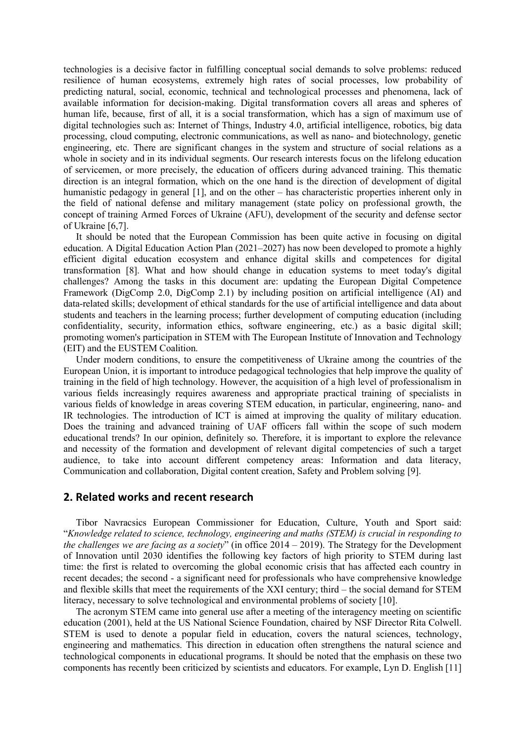technologies is a decisive factor in fulfilling conceptual social demands to solve problems: reduced resilience of human ecosystems, extremely high rates of social processes, low probability of predicting natural, social, economic, technical and technological processes and phenomena, lack of available information for decision-making. Digital transformation covers all areas and spheres of human life, because, first of all, it is a social transformation, which has a sign of maximum use of digital technologies such as: Internet of Things, Industry 4.0, artificial intelligence, robotics, big data processing, cloud computing, electronic communications, as well as nano- and biotechnology, genetic engineering, etc. There are significant changes in the system and structure of social relations as a whole in society and in its individual segments. Our research interests focus on the lifelong education of servicemen, or more precisely, the education of officers during advanced training. This thematic direction is an integral formation, which on the one hand is the direction of development of digital humanistic pedagogy in general [1], and on the other – has characteristic properties inherent only in the field of national defense and military management (state policy on professional growth, the concept of training Armed Forces of Ukraine (AFU), development of the security and defense sector of Ukraine [6,7].

It should be noted that the European Commission has been quite active in focusing on digital education. A Digital Education Action Plan (2021–2027) has now been developed to promote a highly efficient digital education ecosystem and enhance digital skills and competences for digital transformation [8]. What and how should change in education systems to meet today's digital challenges? Among the tasks in this document are: updating the European Digital Competence Framework (DigComp 2.0, DigComp 2.1) by including position on artificial intelligence (AI) and data-related skills; development of ethical standards for the use of artificial intelligence and data about students and teachers in the learning process; further development of computing education (including confidentiality, security, information ethics, software engineering, etc.) as a basic digital skill; promoting women's participation in STEM with The European Institute of Innovation and Technology (EIT) and the EUSTEM Coalition.

Under modern conditions, to ensure the competitiveness of Ukraine among the countries of the European Union, it is important to introduce pedagogical technologies that help improve the quality of training in the field of high technology. However, the acquisition of a high level of professionalism in various fields increasingly requires awareness and appropriate practical training of specialists in various fields of knowledge in areas covering STEM education, in particular, engineering, nano- and IR technologies. The introduction of ICT is aimed at improving the quality of military education. Does the training and advanced training of UAF officers fall within the scope of such modern educational trends? In our opinion, definitely so. Therefore, it is important to explore the relevance and necessity of the formation and development of relevant digital competencies of such a target audience, to take into account different competency areas: Information and data literacy, Communication and collaboration, Digital content creation, Safety and Problem solving [9].

## 2. Related works and recent research

Tibor Navracsics European Commissioner for Education, Culture, Youth and Sport said: "*Knowledge related to science, technology, engineering and maths (STEM) is crucial in responding to the challenges we are facing as a society*" (in office 2014 – 2019). The Strategy for the Development of Innovation until 2030 identifies the following key factors of high priority to STEM during last time: the first is related to overcoming the global economic crisis that has affected each country in recent decades; the second - a significant need for professionals who have comprehensive knowledge and flexible skills that meet the requirements of the XXI century; third – the social demand for STEM literacy, necessary to solve technological and environmental problems of society [10].

The acronym STEM came into general use after a meeting of the interagency meeting on scientific education (2001), held at the US National Science Foundation, chaired by NSF Director Rita Colwell. STEM is used to denote a popular field in education, covers the natural sciences, technology, engineering and mathematics. This direction in education often strengthens the natural science and technological components in educational programs. It should be noted that the emphasis on these two components has recently been criticized by scientists and educators. For example, Lyn D. English [11]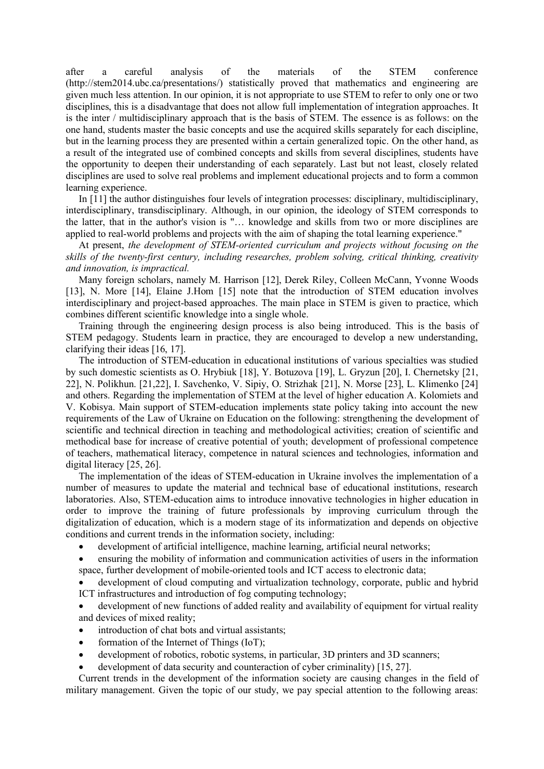after a careful analysis of the materials of the STEM conference (http://stem2014.ubc.ca/presentations/) statistically proved that mathematics and engineering are given much less attention. In our opinion, it is not appropriate to use STEM to refer to only one or two disciplines, this is a disadvantage that does not allow full implementation of integration approaches. It is the inter / multidisciplinary approach that is the basis of STEM. The essence is as follows: on the one hand, students master the basic concepts and use the acquired skills separately for each discipline, but in the learning process they are presented within a certain generalized topic. On the other hand, as a result of the integrated use of combined concepts and skills from several disciplines, students have the opportunity to deepen their understanding of each separately. Last but not least, closely related disciplines are used to solve real problems and implement educational projects and to form a common learning experience.

In [11] the author distinguishes four levels of integration processes: disciplinary, multidisciplinary, interdisciplinary, transdisciplinary. Although, in our opinion, the ideology of STEM corresponds to the latter, that in the author's vision is "… knowledge and skills from two or more disciplines are applied to real-world problems and projects with the aim of shaping the total learning experience."

At present, *the development of STEM-oriented curriculum and projects without focusing on the skills of the twenty-first century, including researches, problem solving, critical thinking, creativity and innovation, is impractical.*

Many foreign scholars, namely M. Harrison [12], Derek Riley, Colleen McCann, Yvonne Woods [13], N. More [14], Elaine J.Hom [15] note that the introduction of STEM education involves interdisciplinary and project-based approaches. The main place in STEM is given to practice, which combines different scientific knowledge into a single whole.

Training through the engineering design process is also being introduced. This is the basis of STEM pedagogy. Students learn in practice, they are encouraged to develop a new understanding, clarifying their ideas [16, 17].

The introduction of STEM-education in educational institutions of various specialties was studied by such domestic scientists as O. Hrybiuk [18], Y. Botuzova [19], L. Gryzun [20], I. Chernetsky [21, 22], N. Polikhun. [21,22], I. Savchenko, V. Sipiy, O. Strizhak [21], N. Morse [23], L. Klimenko [24] and others. Regarding the implementation of STEM at the level of higher education A. Kolomiets and V. Kobisya. Main support of STEM-education implements state policy taking into account the new requirements of the Law of Ukraine on Education on the following: strengthening the development of scientific and technical direction in teaching and methodological activities; creation of scientific and methodical base for increase of creative potential of youth; development of professional competence of teachers, mathematical literacy, competence in natural sciences and technologies, information and digital literacy [25, 26].

The implementation of the ideas of STEM-education in Ukraine involves the implementation of a number of measures to update the material and technical base of educational institutions, research laboratories. Also, STEM-education aims to introduce innovative technologies in higher education in order to improve the training of future professionals by improving curriculum through the digitalization of education, which is a modern stage of its informatization and depends on objective conditions and current trends in the information society, including:

- development of artificial intelligence, machine learning, artificial neural networks;
- ensuring the mobility of information and communication activities of users in the information space, further development of mobile-oriented tools and ICT access to electronic data;
- development of cloud computing and virtualization technology, corporate, public and hybrid ICT infrastructures and introduction of fog computing technology;
- development of new functions of added reality and availability of equipment for virtual reality and devices of mixed reality;
- introduction of chat bots and virtual assistants;
- formation of the Internet of Things (IoT);
- development of robotics, robotic systems, in particular, 3D printers and 3D scanners;
- development of data security and counteraction of cyber criminality) [15, 27].

Current trends in the development of the information society are causing changes in the field of military management. Given the topic of our study, we pay special attention to the following areas: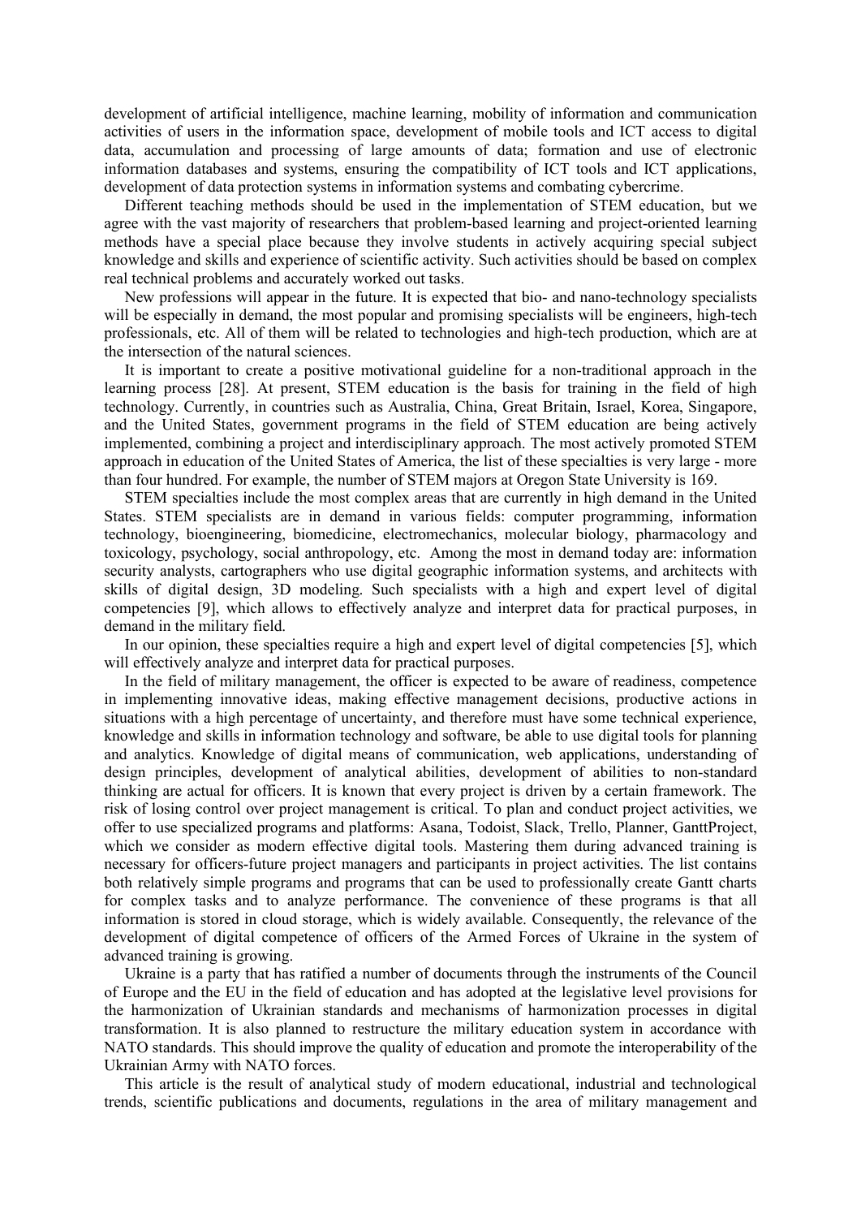development of artificial intelligence, machine learning, mobility of information and communication activities of users in the information space, development of mobile tools and ICT access to digital data, accumulation and processing of large amounts of data; formation and use of electronic information databases and systems, ensuring the compatibility of ICT tools and ICT applications, development of data protection systems in information systems and combating cybercrime.

Different teaching methods should be used in the implementation of STEM education, but we agree with the vast majority of researchers that problem-based learning and project-oriented learning methods have a special place because they involve students in actively acquiring special subject knowledge and skills and experience of scientific activity. Such activities should be based on complex real technical problems and accurately worked out tasks.

New professions will appear in the future. It is expected that bio- and nano-technology specialists will be especially in demand, the most popular and promising specialists will be engineers, high-tech professionals, etc. All of them will be related to technologies and high-tech production, which are at the intersection of the natural sciences.

It is important to create a positive motivational guideline for a non-traditional approach in the learning process [28]. At present, STEM education is the basis for training in the field of high technology. Currently, in countries such as Australia, China, Great Britain, Israel, Korea, Singapore, and the United States, government programs in the field of STEM education are being actively implemented, combining a project and interdisciplinary approach. The most actively promoted STEM approach in education of the United States of America, the list of these specialties is very large - more than four hundred. For example, the number of STEM majors at Oregon State University is 169.

STEM specialties include the most complex areas that are currently in high demand in the United States. STEM specialists are in demand in various fields: computer programming, information technology, bioengineering, biomedicine, electromechanics, molecular biology, pharmacology and toxicology, psychology, social anthropology, etc. Among the most in demand today are: information security analysts, cartographers who use digital geographic information systems, and architects with skills of digital design, 3D modeling. Such specialists with a high and expert level of digital competencies [9], which allows to effectively analyze and interpret data for practical purposes, in demand in the military field.

In our opinion, these specialties require a high and expert level of digital competencies [5], which will effectively analyze and interpret data for practical purposes.

In the field of military management, the officer is expected to be aware of readiness, competence in implementing innovative ideas, making effective management decisions, productive actions in situations with a high percentage of uncertainty, and therefore must have some technical experience, knowledge and skills in information technology and software, be able to use digital tools for planning and analytics. Knowledge of digital means of communication, web applications, understanding of design principles, development of analytical abilities, development of abilities to non-standard thinking are actual for officers. It is known that every project is driven by a certain framework. The risk of losing control over project management is critical. To plan and conduct project activities, we offer to use specialized programs and platforms: Asana, Todoist, Slack, Trello, Planner, GanttProject, which we consider as modern effective digital tools. Mastering them during advanced training is necessary for officers-future project managers and participants in project activities. The list contains both relatively simple programs and programs that can be used to professionally create Gantt charts for complex tasks and to analyze performance. The convenience of these programs is that all information is stored in cloud storage, which is widely available. Consequently, the relevance of the development of digital competence of officers of the Armed Forces of Ukraine in the system of advanced training is growing.

Ukraine is a party that has ratified a number of documents through the instruments of the Council of Europe and the EU in the field of education and has adopted at the legislative level provisions for the harmonization of Ukrainian standards and mechanisms of harmonization processes in digital transformation. It is also planned to restructure the military education system in accordance with NATO standards. This should improve the quality of education and promote the interoperability of the Ukrainian Army with NATO forces.

This article is the result of analytical study of modern educational, industrial and technological trends, scientific publications and documents, regulations in the area of military management and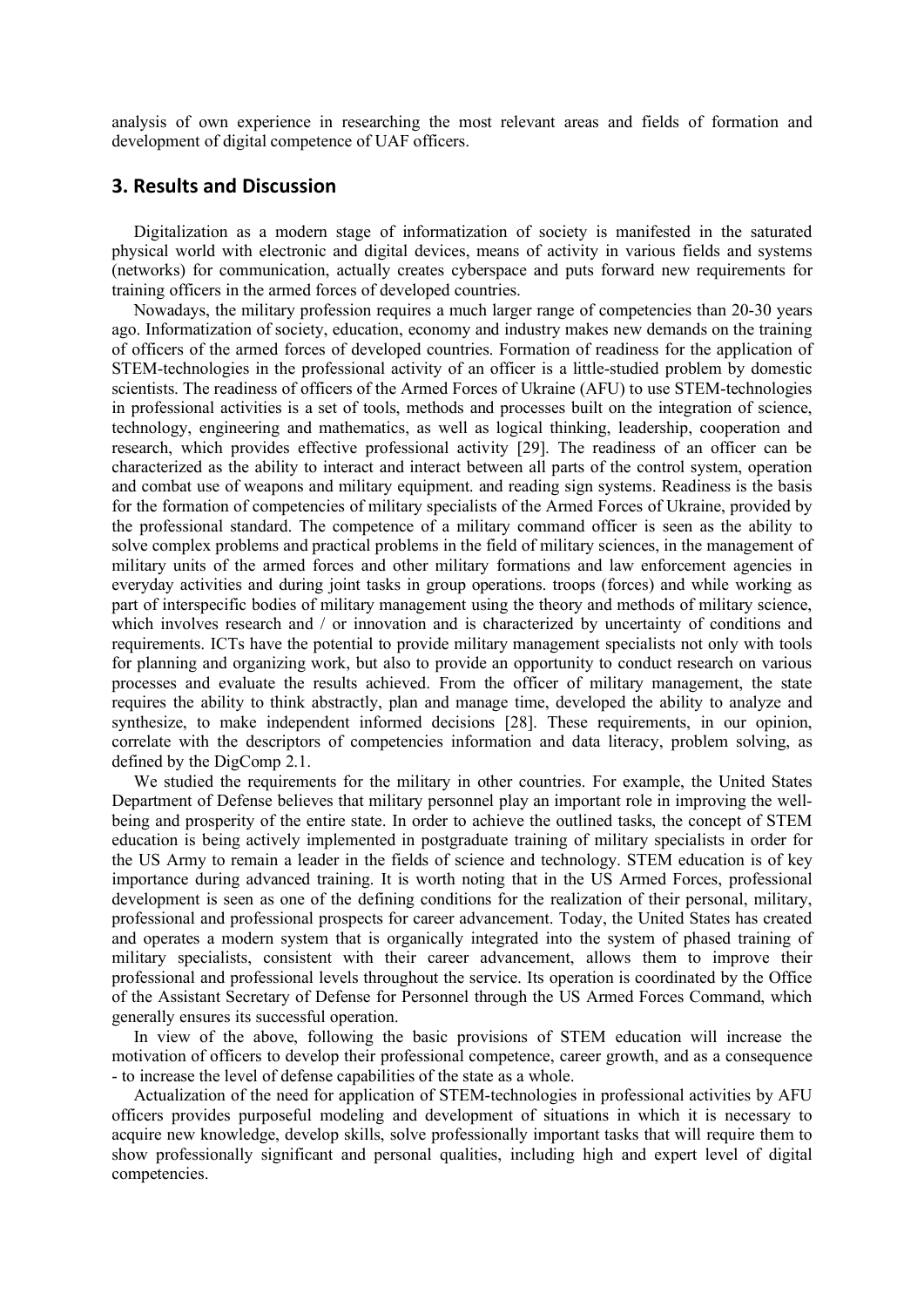analysis of own experience in researching the most relevant areas and fields of formation and development of digital competence of UAF officers.

## 3. Results and Discussion

Digitalization as a modern stage of informatization of society is manifested in the saturated physical world with electronic and digital devices, means of activity in various fields and systems (networks) for communication, actually creates cyberspace and puts forward new requirements for training officers in the armed forces of developed countries.

Nowadays, the military profession requires a much larger range of competencies than 20-30 years ago. Informatization of society, education, economy and industry makes new demands on the training of officers of the armed forces of developed countries. Formation of readiness for the application of STEM-technologies in the professional activity of an officer is a little-studied problem by domestic scientists. The readiness of officers of the Armed Forces of Ukraine (AFU) to use STEM-technologies in professional activities is a set of tools, methods and processes built on the integration of science, technology, engineering and mathematics, as well as logical thinking, leadership, cooperation and research, which provides effective professional activity [29]. The readiness of an officer can be characterized as the ability to interact and interact between all parts of the control system, operation and combat use of weapons and military equipment. and reading sign systems. Readiness is the basis for the formation of competencies of military specialists of the Armed Forces of Ukraine, provided by the professional standard. The competence of a military command officer is seen as the ability to solve complex problems and practical problems in the field of military sciences, in the management of military units of the armed forces and other military formations and law enforcement agencies in everyday activities and during joint tasks in group operations. troops (forces) and while working as part of interspecific bodies of military management using the theory and methods of military science, which involves research and / or innovation and is characterized by uncertainty of conditions and requirements. ICTs have the potential to provide military management specialists not only with tools for planning and organizing work, but also to provide an opportunity to conduct research on various processes and evaluate the results achieved. From the officer of military management, the state requires the ability to think abstractly, plan and manage time, developed the ability to analyze and synthesize, to make independent informed decisions [28]. These requirements, in our opinion, correlate with the descriptors of competencies information and data literacy, problem solving, as defined by the DigComp 2.1.

We studied the requirements for the military in other countries. For example, the United States Department of Defense believes that military personnel play an important role in improving the well-being and prosperity of the entire state. In order to achieve the outlined tasks, the concept of STEM education is being actively implemented in postgraduate training of military specialists in order for the US Army to remain a leader in the fields of science and technology. STEM education is of key importance during advanced training. It is worth noting that in the US Armed Forces, professional development is seen as one of the defining conditions for the realization of their personal, military, professional and professional prospects for career advancement. Today, the United States has created and operates a modern system that is organically integrated into the system of phased training of military specialists, consistent with their career advancement, allows them to improve their professional and professional levels throughout the service. Its operation is coordinated by the Office of the Assistant Secretary of Defense for Personnel through the US Armed Forces Command, which generally ensures its successful operation.

In view of the above, following the basic provisions of STEM education will increase the motivation of officers to develop their professional competence, career growth, and as a consequence - to increase the level of defense capabilities of the state as a whole.

Actualization of the need for application of STEM-technologies in professional activities by AFU officers provides purposeful modeling and development of situations in which it is necessary to acquire new knowledge, develop skills, solve professionally important tasks that will require them to show professionally significant and personal qualities, including high and expert level of digital competencies.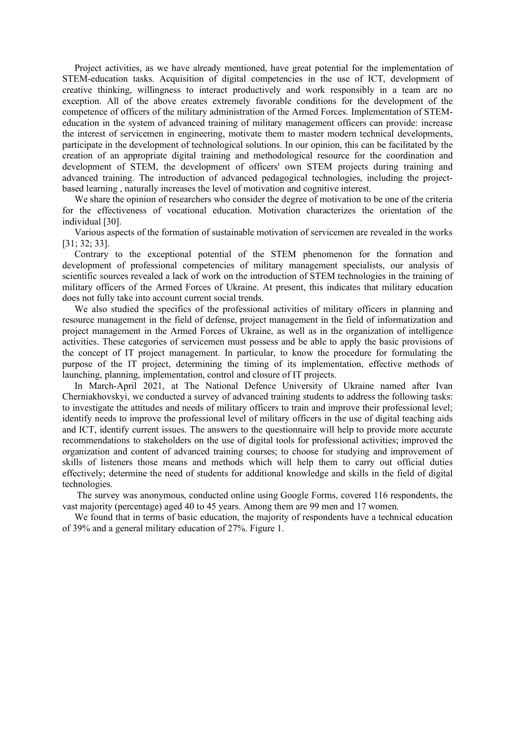Project activities, as we have already mentioned, have great potential for the implementation of STEM-education tasks. Acquisition of digital competencies in the use of ICT, development of creative thinking, willingness to interact productively and work responsibly in a team are no exception. All of the above creates extremely favorable conditions for the development of the competence of officers of the military administration of the Armed Forces. Implementation of STEM-education in the system of advanced training of military management officers can provide: increase the interest of servicemen in engineering, motivate them to master modern technical developments, participate in the development of technological solutions. In our opinion, this can be facilitated by the creation of an appropriate digital training and methodological resource for the coordination and development of STEM, the development of officers' own STEM projects during training and advanced training. The introduction of advanced pedagogical technologies, including the project-based learning , naturally increases the level of motivation and cognitive interest.

We share the opinion of researchers who consider the degree of motivation to be one of the criteria for the effectiveness of vocational education. Motivation characterizes the orientation of the individual [30].

Various aspects of the formation of sustainable motivation of servicemen are revealed in the works [31; 32; 33].

Contrary to the exceptional potential of the STEM phenomenon for the formation and development of professional competencies of military management specialists, our analysis of scientific sources revealed a lack of work on the introduction of STEM technologies in the training of military officers of the Armed Forces of Ukraine. At present, this indicates that military education does not fully take into account current social trends.

We also studied the specifics of the professional activities of military officers in planning and resource management in the field of defense, project management in the field of informatization and project management in the Armed Forces of Ukraine, as well as in the organization of intelligence activities. These categories of servicemen must possess and be able to apply the basic provisions of the concept of IT project management. In particular, to know the procedure for formulating the purpose of the IT project, determining the timing of its implementation, effective methods of launching, planning, implementation, control and closure of IT projects.

In March-April 2021, at The National Defence University of Ukraine named after Ivan Cherniakhovskyi, we conducted a survey of advanced training students to address the following tasks: to investigate the attitudes and needs of military officers to train and improve their professional level; identify needs to improve the professional level of military officers in the use of digital teaching aids and ICT, identify current issues. The answers to the questionnaire will help to provide more accurate recommendations to stakeholders on the use of digital tools for professional activities; improved the organization and content of advanced training courses; to choose for studying and improvement of skills of listeners those means and methods which will help them to carry out official duties effectively; determine the need of students for additional knowledge and skills in the field of digital technologies.

The survey was anonymous, conducted online using Google Forms, covered 116 respondents, the vast majority (percentage) aged 40 to 45 years. Among them are 99 men and 17 women.

We found that in terms of basic education, the majority of respondents have a technical education of 39% and a general military education of 27%. Figure 1.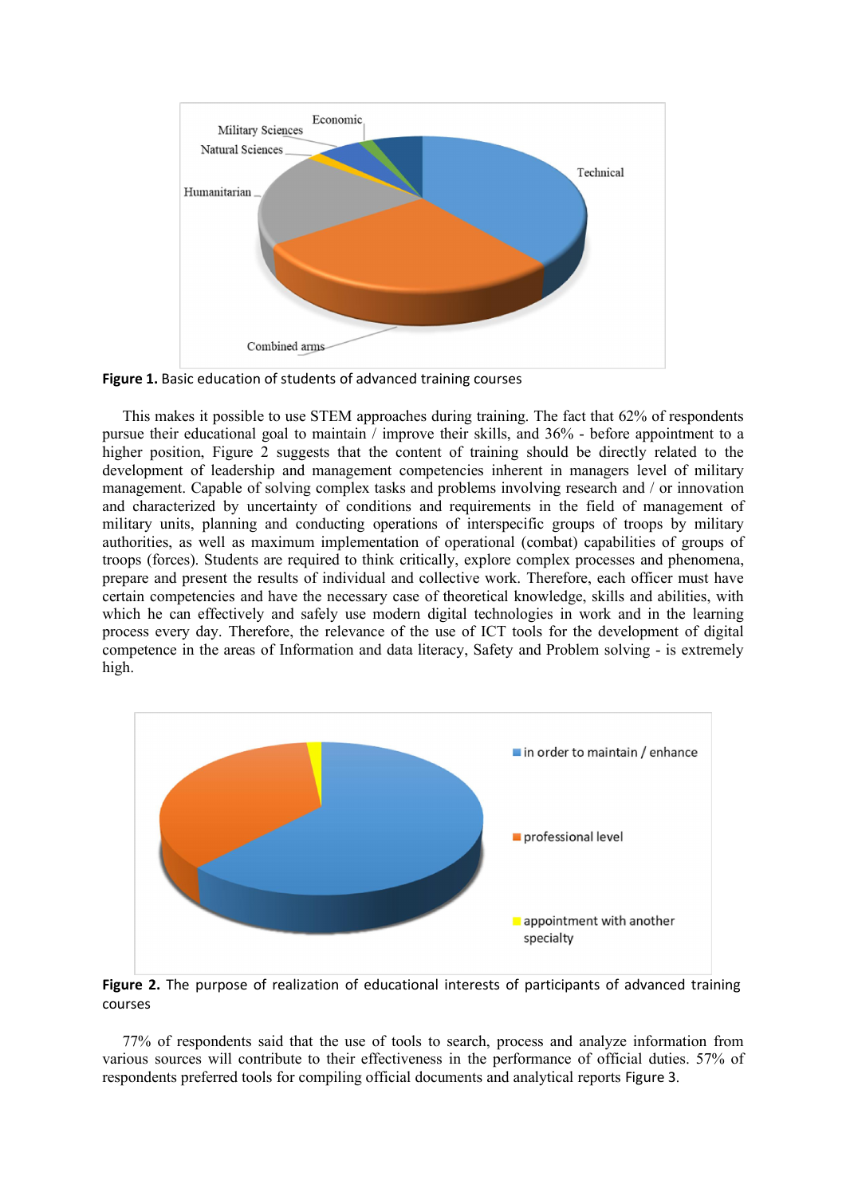**Figure 1.** Basic education of students of advanced training courses

This makes it possible to use STEM approaches during training. The fact that 62% of respondents pursue their educational goal to maintain / improve their skills, and 36% - before appointment to a higher position, Figure 2 suggests that the content of training should be directly related to the development of leadership and management competencies inherent in managers level of military management. Capable of solving complex tasks and problems involving research and / or innovation and characterized by uncertainty of conditions and requirements in the field of management of military units, planning and conducting operations of interspecific groups of troops by military authorities, as well as maximum implementation of operational (combat) capabilities of groups of troops (forces). Students are required to think critically, explore complex processes and phenomena, prepare and present the results of individual and collective work. Therefore, each officer must have certain competencies and have the necessary case of theoretical knowledge, skills and abilities, with which he can effectively and safely use modern digital technologies in work and in the learning process every day. Therefore, the relevance of the use of ICT tools for the development of digital competence in the areas of Information and data literacy, Safety and Problem solving - is extremely high.

**Figure 2.** The purpose of realization of educational interests of participants of advanced training courses

77% of respondents said that the use of tools to search, process and analyze information from various sources will contribute to their effectiveness in the performance of official duties. 57% of respondents preferred tools for compiling official documents and analytical reports Figure 3.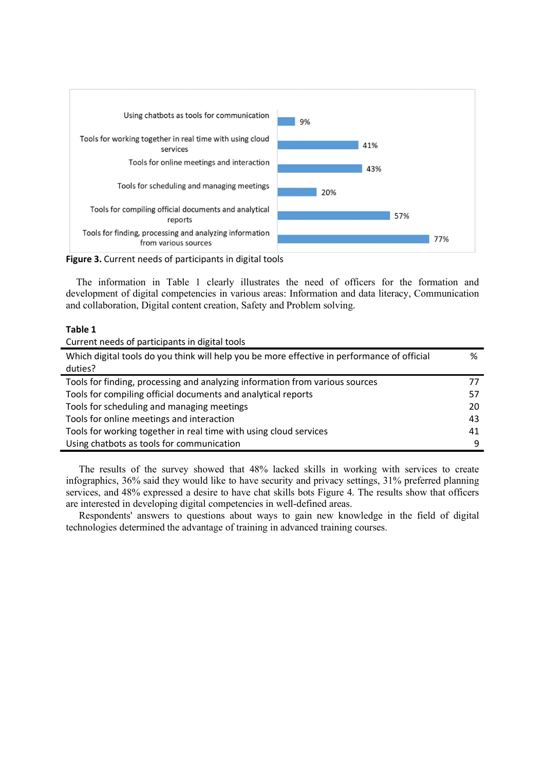**Figure 3.** Current needs of participants in digital tools

The information in Table 1 clearly illustrates the need of officers for the formation and development of digital competencies in various areas: Information and data literacy, Communication and collaboration, Digital content creation, Safety and Problem solving.

**Table 1**

Current needs of participants in digital tools

| Which digital tools do you think will help you be more effective in performance of official duties? | % |
|---|---|
| Tools for finding, processing and analyzing information from various sources | 77 |
| Tools for compiling official documents and analytical reports | 57 |
| Tools for scheduling and managing meetings | 20 |
| Tools for online meetings and interaction | 43 |
| Tools for working together in real time with using cloud services | 41 |
| Using chatbots as tools for communication | 9 |

The results of the survey showed that 48% lacked skills in working with services to create infographics, 36% said they would like to have security and privacy settings, 31% preferred planning services, and 48% expressed a desire to have chat skills bots Figure 4. The results show that officers are interested in developing digital competencies in well-defined areas.

Respondents' answers to questions about ways to gain new knowledge in the field of digital technologies determined the advantage of training in advanced training courses.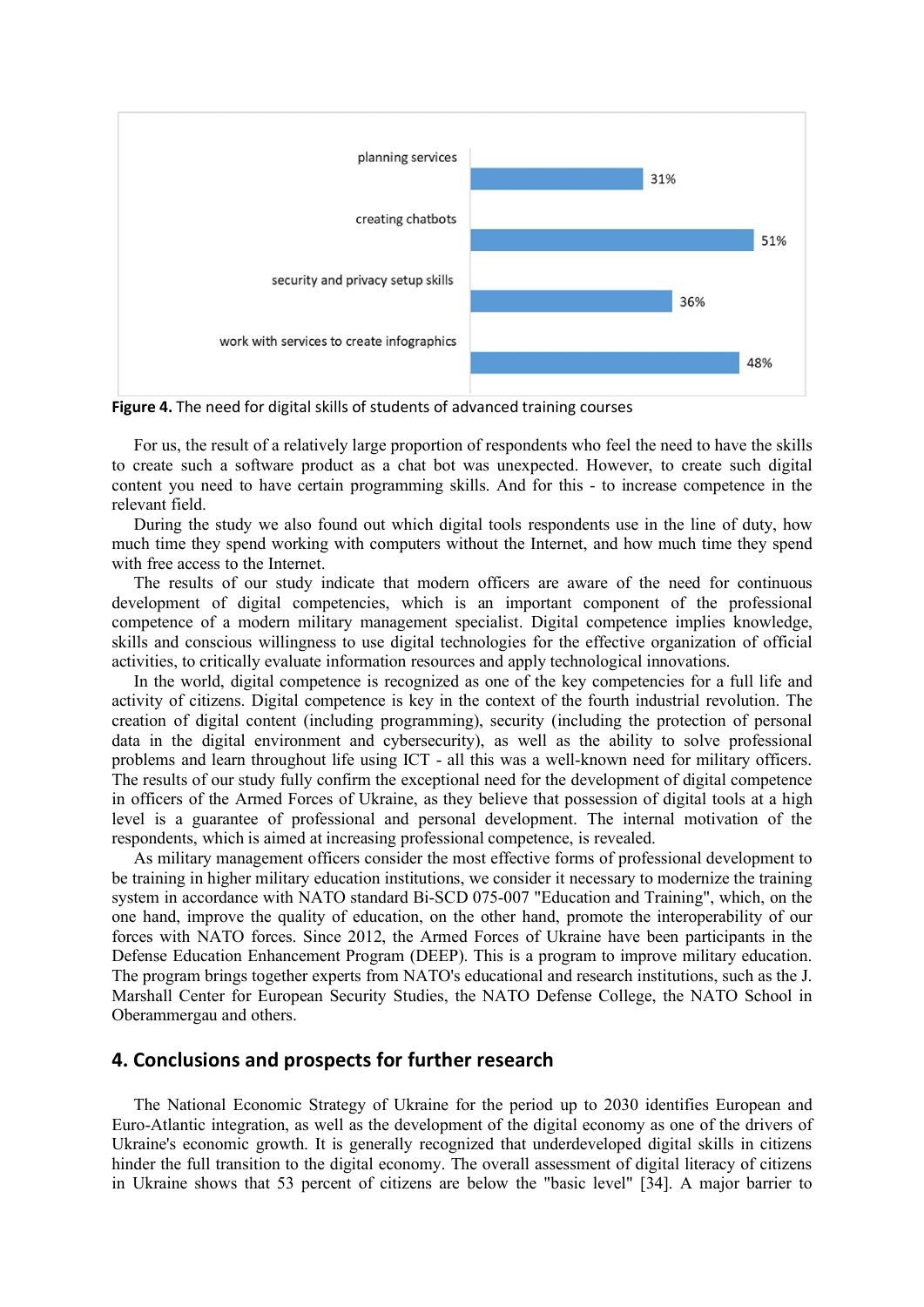| Skill | Share |
|---|---|
| planning services | 31% |
| creating chatbots | 51% |
| security and privacy setup skills | 36% |
| work with services to create infographics | 48% |

**Figure 4.** The need for digital skills of students of advanced training courses

For us, the result of a relatively large proportion of respondents who feel the need to have the skills to create such a software product as a chat bot was unexpected. However, to create such digital content you need to have certain programming skills. And for this - to increase competence in the relevant field.

During the study we also found out which digital tools respondents use in the line of duty, how much time they spend working with computers without the Internet, and how much time they spend with free access to the Internet.

The results of our study indicate that modern officers are aware of the need for continuous development of digital competencies, which is an important component of the professional competence of a modern military management specialist. Digital competence implies knowledge, skills and conscious willingness to use digital technologies for the effective organization of official activities, to critically evaluate information resources and apply technological innovations.

In the world, digital competence is recognized as one of the key competencies for a full life and activity of citizens. Digital competence is key in the context of the fourth industrial revolution. The creation of digital content (including programming), security (including the protection of personal data in the digital environment and cybersecurity), as well as the ability to solve professional problems and learn throughout life using ICT - all this was a well-known need for military officers. The results of our study fully confirm the exceptional need for the development of digital competence in officers of the Armed Forces of Ukraine, as they believe that possession of digital tools at a high level is a guarantee of professional and personal development. The internal motivation of the respondents, which is aimed at increasing professional competence, is revealed.

As military management officers consider the most effective forms of professional development to be training in higher military education institutions, we consider it necessary to modernize the training system in accordance with NATO standard Bi-SCD 075-007 "Education and Training", which, on the one hand, improve the quality of education, on the other hand, promote the interoperability of our forces with NATO forces. Since 2012, the Armed Forces of Ukraine have been participants in the Defense Education Enhancement Program (DEEP). This is a program to improve military education. The program brings together experts from NATO's educational and research institutions, such as the J. Marshall Center for European Security Studies, the NATO Defense College, the NATO School in Oberammergau and others.

## 4. Conclusions and prospects for further research

The National Economic Strategy of Ukraine for the period up to 2030 identifies European and Euro-Atlantic integration, as well as the development of the digital economy as one of the drivers of Ukraine's economic growth. It is generally recognized that underdeveloped digital skills in citizens hinder the full transition to the digital economy. The overall assessment of digital literacy of citizens in Ukraine shows that 53 percent of citizens are below the "basic level" [34]. A major barrier to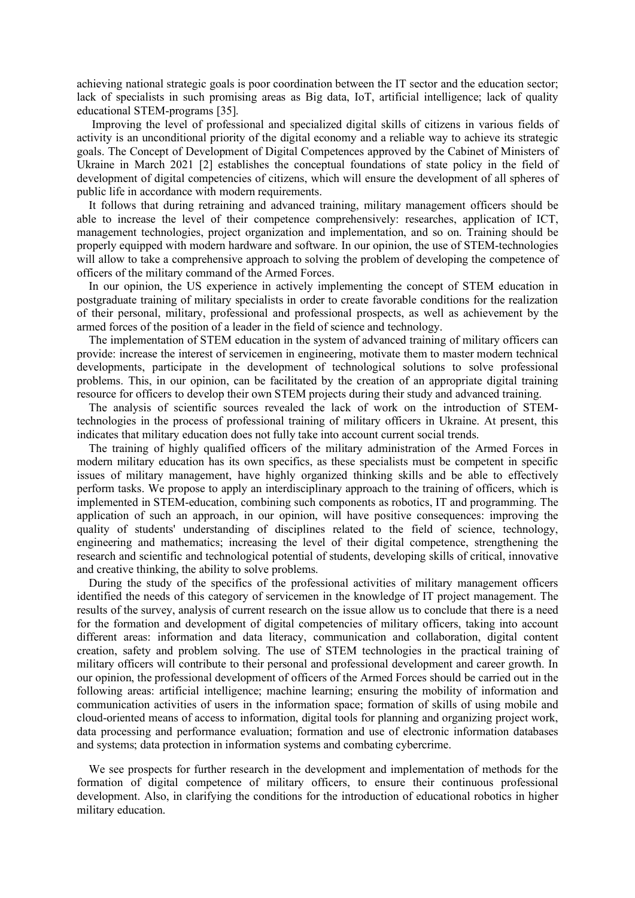achieving national strategic goals is poor coordination between the IT sector and the education sector; lack of specialists in such promising areas as Big data, IoT, artificial intelligence; lack of quality educational STEM-programs [35].

Improving the level of professional and specialized digital skills of citizens in various fields of activity is an unconditional priority of the digital economy and a reliable way to achieve its strategic goals. The Concept of Development of Digital Competences approved by the Cabinet of Ministers of Ukraine in March 2021 [2] establishes the conceptual foundations of state policy in the field of development of digital competencies of citizens, which will ensure the development of all spheres of public life in accordance with modern requirements.

It follows that during retraining and advanced training, military management officers should be able to increase the level of their competence comprehensively: researches, application of ICT, management technologies, project organization and implementation, and so on. Training should be properly equipped with modern hardware and software. In our opinion, the use of STEM-technologies will allow to take a comprehensive approach to solving the problem of developing the competence of officers of the military command of the Armed Forces.

In our opinion, the US experience in actively implementing the concept of STEM education in postgraduate training of military specialists in order to create favorable conditions for the realization of their personal, military, professional and professional prospects, as well as achievement by the armed forces of the position of a leader in the field of science and technology.

The implementation of STEM education in the system of advanced training of military officers can provide: increase the interest of servicemen in engineering, motivate them to master modern technical developments, participate in the development of technological solutions to solve professional problems. This, in our opinion, can be facilitated by the creation of an appropriate digital training resource for officers to develop their own STEM projects during their study and advanced training.

The analysis of scientific sources revealed the lack of work on the introduction of STEM-technologies in the process of professional training of military officers in Ukraine. At present, this indicates that military education does not fully take into account current social trends.

The training of highly qualified officers of the military administration of the Armed Forces in modern military education has its own specifics, as these specialists must be competent in specific issues of military management, have highly organized thinking skills and be able to effectively perform tasks. We propose to apply an interdisciplinary approach to the training of officers, which is implemented in STEM-education, combining such components as robotics, IT and programming. The application of such an approach, in our opinion, will have positive consequences: improving the quality of students' understanding of disciplines related to the field of science, technology, engineering and mathematics; increasing the level of their digital competence, strengthening the research and scientific and technological potential of students, developing skills of critical, innovative and creative thinking, the ability to solve problems.

During the study of the specifics of the professional activities of military management officers identified the needs of this category of servicemen in the knowledge of IT project management. The results of the survey, analysis of current research on the issue allow us to conclude that there is a need for the formation and development of digital competencies of military officers, taking into account different areas: information and data literacy, communication and collaboration, digital content creation, safety and problem solving. The use of STEM technologies in the practical training of military officers will contribute to their personal and professional development and career growth. In our opinion, the professional development of officers of the Armed Forces should be carried out in the following areas: artificial intelligence; machine learning; ensuring the mobility of information and communication activities of users in the information space; formation of skills of using mobile and cloud-oriented means of access to information, digital tools for planning and organizing project work, data processing and performance evaluation; formation and use of electronic information databases and systems; data protection in information systems and combating cybercrime.

We see prospects for further research in the development and implementation of methods for the formation of digital competence of military officers, to ensure their continuous professional development. Also, in clarifying the conditions for the introduction of educational robotics in higher military education.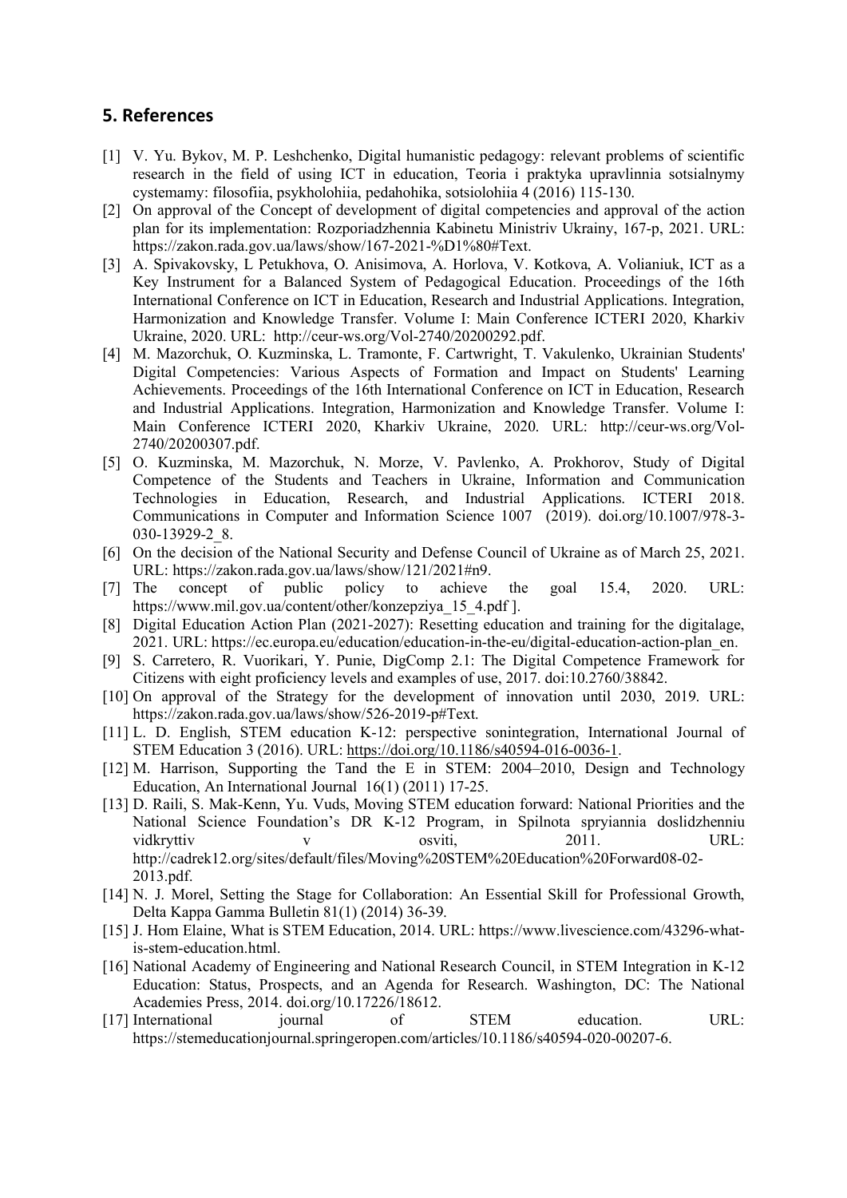## 5. References

[1] V. Yu. Bykov, M. P. Leshchenko, Digital humanistic pedagogy: relevant problems of scientific research in the field of using ICT in education, Teoria i praktyka upravlinnia sotsialnymy cystemamy: filosofiia, psykholohiia, pedahohika, sotsiolohiia 4 (2016) 115-130.

[2] On approval of the Concept of development of digital competencies and approval of the action plan for its implementation: Rozporiadzhennia Kabinetu Ministriv Ukrainy, 167-p, 2021. URL: https://zakon.rada.gov.ua/laws/show/167-2021-%D1%80#Text.

[3] A. Spivakovsky, L Petukhova, O. Anisimova, A. Horlova, V. Kotkova, A. Volianiuk, ICT as a Key Instrument for a Balanced System of Pedagogical Education. Proceedings of the 16th International Conference on ICT in Education, Research and Industrial Applications. Integration, Harmonization and Knowledge Transfer. Volume I: Main Conference ICTERI 2020, Kharkiv Ukraine, 2020. URL: http://ceur-ws.org/Vol-2740/20200292.pdf.

[4] M. Mazorchuk, O. Kuzminska, L. Tramonte, F. Cartwright, T. Vakulenko, Ukrainian Students' Digital Competencies: Various Aspects of Formation and Impact on Students' Learning Achievements. Proceedings of the 16th International Conference on ICT in Education, Research and Industrial Applications. Integration, Harmonization and Knowledge Transfer. Volume I: Main Conference ICTERI 2020, Kharkiv Ukraine, 2020. URL: http://ceur-ws.org/Vol-2740/20200307.pdf.

[5] O. Kuzminska, M. Mazorchuk, N. Morze, V. Pavlenko, A. Prokhorov, Study of Digital Competence of the Students and Teachers in Ukraine, Information and Communication Technologies in Education, Research, and Industrial Applications. ICTERI 2018. Communications in Computer and Information Science 1007 (2019). doi.org/10.1007/978-3-030-13929-2_8.

[6] On the decision of the National Security and Defense Council of Ukraine as of March 25, 2021. URL: https://zakon.rada.gov.ua/laws/show/121/2021#n9.

[7] The concept of public policy to achieve the goal 15.4, 2020. URL: https://www.mil.gov.ua/content/other/konzepziya_15_4.pdf ].

[8] Digital Education Action Plan (2021-2027): Resetting education and training for the digitalage, 2021. URL: https://ec.europa.eu/education/education-in-the-eu/digital-education-action-plan_en.

[9] S. Carretero, R. Vuorikari, Y. Punie, DigComp 2.1: The Digital Competence Framework for Citizens with eight proficiency levels and examples of use, 2017. doi:10.2760/38842.

[10] On approval of the Strategy for the development of innovation until 2030, 2019. URL: https://zakon.rada.gov.ua/laws/show/526-2019-p#Text.

[11] L. D. English, STEM education K-12: perspective sonintegration, International Journal of STEM Education 3 (2016). URL: https://doi.org/10.1186/s40594-016-0036-1.

[12] M. Harrison, Supporting the Tand the E in STEM: 2004–2010, Design and Technology Education, An International Journal 16(1) (2011) 17-25.

[13] D. Raili, S. Mak-Kenn, Yu. Vuds, Moving STEM education forward: National Priorities and the National Science Foundation's DR K-12 Program, in Spilnota spryiannia doslidzhenniu vidkryttiv v osviti, 2011. URL: http://cadrek12.org/sites/default/files/Moving%20STEM%20Education%20Forward08-02-2013.pdf.

[14] N. J. Morel, Setting the Stage for Collaboration: An Essential Skill for Professional Growth, Delta Kappa Gamma Bulletin 81(1) (2014) 36-39.

[15] J. Hom Elaine, What is STEM Education, 2014. URL: https://www.livescience.com/43296-what-is-stem-education.html.

[16] National Academy of Engineering and National Research Council, in STEM Integration in K-12 Education: Status, Prospects, and an Agenda for Research. Washington, DC: The National Academies Press, 2014. doi.org/10.17226/18612.

[17] International journal of STEM education. URL: https://stemeducationjournal.springeropen.com/articles/10.1186/s40594-020-00207-6.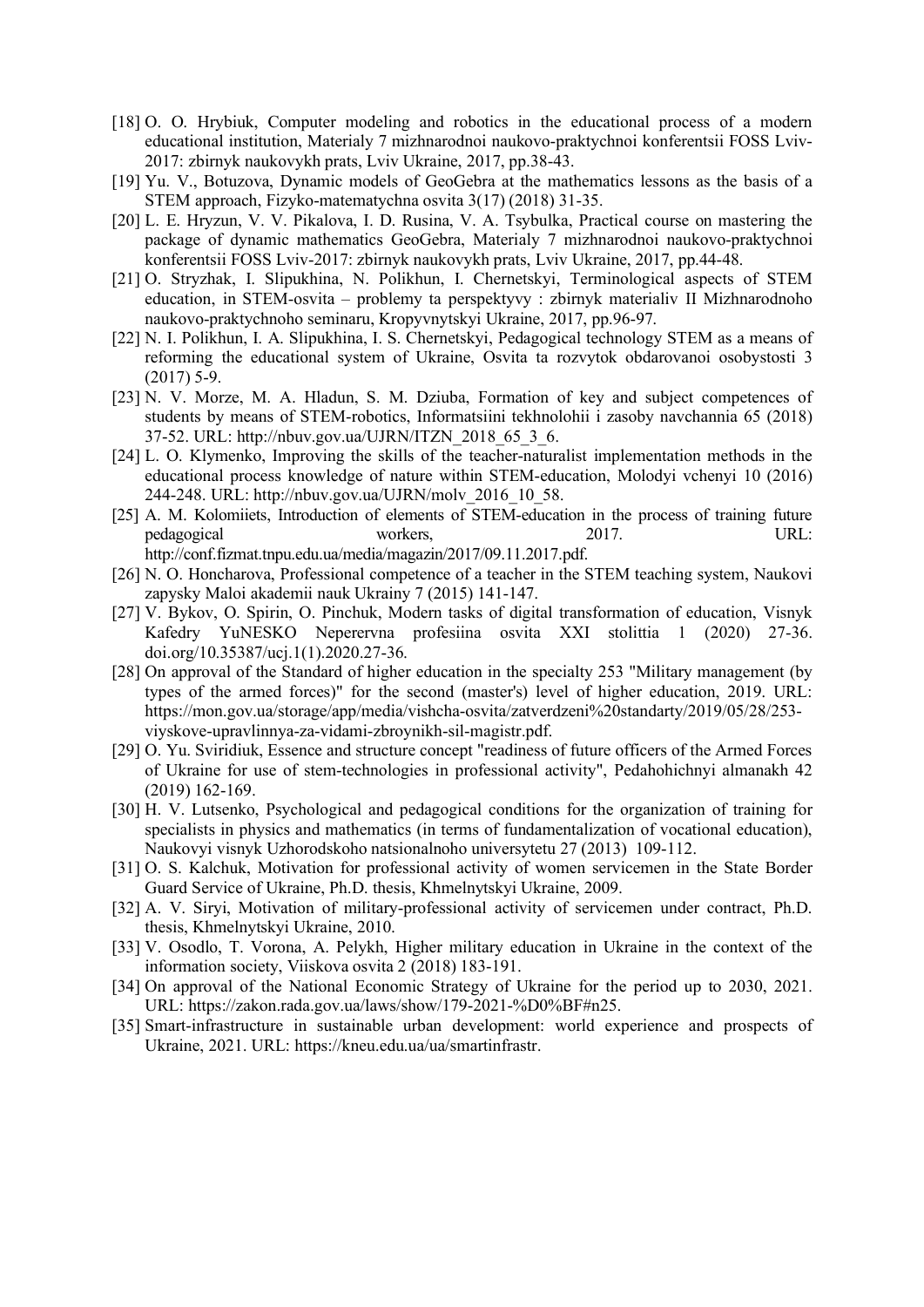[18] O. O. Hrybiuk, Computer modeling and robotics in the educational process of a modern educational institution, Materialy 7 mizhnarodnoi naukovo-praktychnoi konferentsii FOSS Lviv-2017: zbirnyk naukovykh prats, Lviv Ukraine, 2017, pp.38-43.

[19] Yu. V., Botuzova, Dynamic models of GeoGebra at the mathematics lessons as the basis of a STEM approach, Fizyko-matematychna osvita 3(17) (2018) 31-35.

[20] L. E. Hryzun, V. V. Pikalova, I. D. Rusina, V. A. Tsybulka, Practical course on mastering the package of dynamic mathematics GeoGebra, Materialy 7 mizhnarodnoi naukovo-praktychnoi konferentsii FOSS Lviv-2017: zbirnyk naukovykh prats, Lviv Ukraine, 2017, pp.44-48.

[21] O. Stryzhak, I. Slipukhina, N. Polikhun, I. Chernetskyi, Terminological aspects of STEM education, in STEM-osvita – problemy ta perspektyvy : zbirnyk materialiv II Mizhnarodnoho naukovo-praktychnoho seminaru, Kropyvnytskyi Ukraine, 2017, pp.96-97.

[22] N. I. Polikhun, I. A. Slipukhina, I. S. Chernetskyi, Pedagogical technology STEM as a means of reforming the educational system of Ukraine, Osvita ta rozvytok obdarovanoi osobystosti 3 (2017) 5-9.

[23] N. V. Morze, M. A. Hladun, S. M. Dziuba, Formation of key and subject competences of students by means of STEM-robotics, Informatsiini tekhnolohii i zasoby navchannia 65 (2018) 37-52. URL: http://nbuv.gov.ua/UJRN/ITZN_2018_65_3_6.

[24] L. O. Klymenko, Improving the skills of the teacher-naturalist implementation methods in the educational process knowledge of nature within STEM-education, Molodyi vchenyi 10 (2016) 244-248. URL: http://nbuv.gov.ua/UJRN/molv_2016_10_58.

[25] A. M. Kolomiiets, Introduction of elements of STEM-education in the process of training future pedagogical workers, 2017. URL: http://conf.fizmat.tnpu.edu.ua/media/magazin/2017/09.11.2017.pdf.

[26] N. O. Honcharova, Professional competence of a teacher in the STEM teaching system, Naukovi zapysky Maloi akademii nauk Ukrainy 7 (2015) 141-147.

[27] V. Bykov, O. Spirin, O. Pinchuk, Modern tasks of digital transformation of education, Visnyk Kafedry YuNESKO Neperervna profesiina osvita XXI stolittia 1 (2020) 27-36. doi.org/10.35387/ucj.1(1).2020.27-36.

[28] On approval of the Standard of higher education in the specialty 253 "Military management (by types of the armed forces)" for the second (master's) level of higher education, 2019. URL: https://mon.gov.ua/storage/app/media/vishcha-osvita/zatverdzeni%20standarty/2019/05/28/253-viyskove-upravlinnya-za-vidami-zbroynikh-sil-magistr.pdf.

[29] O. Yu. Sviridiuk, Essence and structure concept "readiness of future officers of the Armed Forces of Ukraine for use of stem-technologies in professional activity", Pedahohichnyi almanakh 42 (2019) 162-169.

[30] H. V. Lutsenko, Psychological and pedagogical conditions for the organization of training for specialists in physics and mathematics (in terms of fundamentalization of vocational education), Naukovyi visnyk Uzhorodskoho natsionalnoho universytetu 27 (2013) 109-112.

[31] O. S. Kalchuk, Motivation for professional activity of women servicemen in the State Border Guard Service of Ukraine, Ph.D. thesis, Khmelnytskyi Ukraine, 2009.

[32] A. V. Siryi, Motivation of military-professional activity of servicemen under contract, Ph.D. thesis, Khmelnytskyi Ukraine, 2010.

[33] V. Osodlo, T. Vorona, A. Pelykh, Higher military education in Ukraine in the context of the information society, Viiskova osvita 2 (2018) 183-191.

[34] On approval of the National Economic Strategy of Ukraine for the period up to 2030, 2021. URL: https://zakon.rada.gov.ua/laws/show/179-2021-%D0%BF#n25.

[35] Smart-infrastructure in sustainable urban development: world experience and prospects of Ukraine, 2021. URL: https://kneu.edu.ua/ua/smartinfrastr.